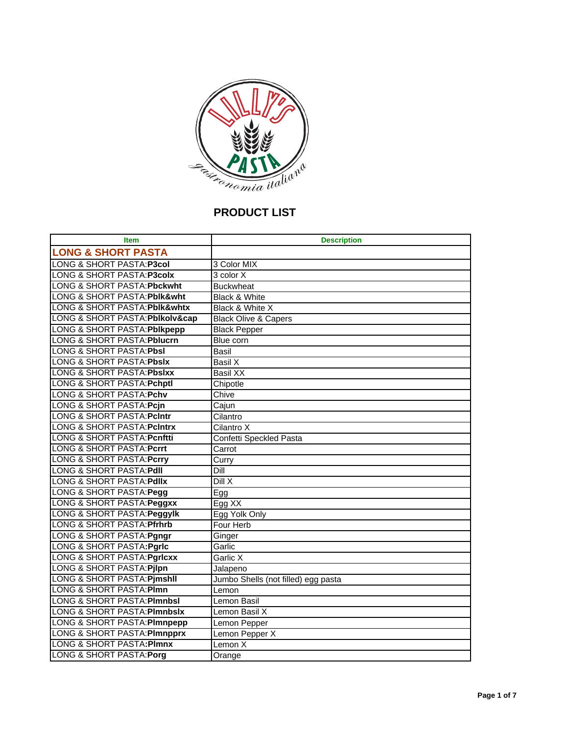# PRODUCT LIST

| Item | Description |
|---|---|
| **LONG & SHORT PASTA** | |
| LONG & SHORT PASTA:**P3col** | 3 Color MIX |
| LONG & SHORT PASTA:**P3colx** | 3 color X |
| LONG & SHORT PASTA:**Pbckwht** | Buckwheat |
| LONG & SHORT PASTA:**Pblk&wht** | Black & White |
| LONG & SHORT PASTA:**Pblk&whtx** | Black & White X |
| LONG & SHORT PASTA:**Pblkolv&cap** | Black Olive & Capers |
| LONG & SHORT PASTA:**Pblkpepp** | Black Pepper |
| LONG & SHORT PASTA:**Pblucrn** | Blue corn |
| LONG & SHORT PASTA:**Pbsl** | Basil |
| LONG & SHORT PASTA:**Pbslx** | Basil X |
| LONG & SHORT PASTA:**Pbslxx** | Basil XX |
| LONG & SHORT PASTA:**Pchptl** | Chipotle |
| LONG & SHORT PASTA:**Pchv** | Chive |
| LONG & SHORT PASTA:**Pcjn** | Cajun |
| LONG & SHORT PASTA:**Pclntr** | Cilantro |
| LONG & SHORT PASTA:**Pclntrx** | Cilantro X |
| LONG & SHORT PASTA:**Pcnftti** | Confetti Speckled Pasta |
| LONG & SHORT PASTA:**Pcrrt** | Carrot |
| LONG & SHORT PASTA:**Pcrry** | Curry |
| LONG & SHORT PASTA:**Pdll** | Dill |
| LONG & SHORT PASTA:**Pdllx** | Dill X |
| LONG & SHORT PASTA:**Pegg** | Egg |
| LONG & SHORT PASTA:**Peggxx** | Egg XX |
| LONG & SHORT PASTA:**Peggylk** | Egg Yolk Only |
| LONG & SHORT PASTA:**Pfrhrb** | Four Herb |
| LONG & SHORT PASTA:**Pgngr** | Ginger |
| LONG & SHORT PASTA:**Pgrlc** | Garlic |
| LONG & SHORT PASTA:**Pgrlcxx** | Garlic X |
| LONG & SHORT PASTA:**Pjlpn** | Jalapeno |
| LONG & SHORT PASTA:**Pjmshll** | Jumbo Shells (not filled) egg pasta |
| LONG & SHORT PASTA:**Plmn** | Lemon |
| LONG & SHORT PASTA:**Plmnbsl** | Lemon Basil |
| LONG & SHORT PASTA:**Plmnbslx** | Lemon Basil X |
| LONG & SHORT PASTA:**Plmnpepp** | Lemon Pepper |
| LONG & SHORT PASTA:**Plmnpprx** | Lemon Pepper X |
| LONG & SHORT PASTA:**Plmnx** | Lemon X |
| LONG & SHORT PASTA:**Porg** | Orange |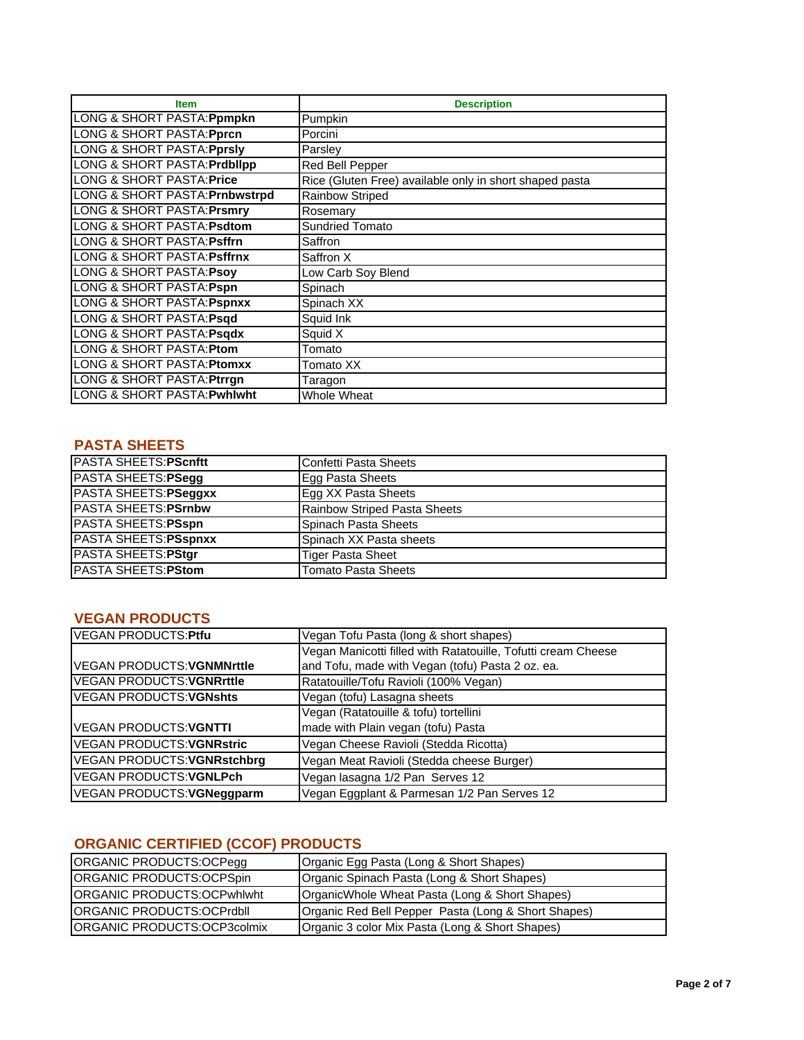| Item | Description |
|---|---|
| LONG & SHORT PASTA:**Ppmpkn** | Pumpkin |
| LONG & SHORT PASTA:**Pprcn** | Porcini |
| LONG & SHORT PASTA:**Pprsly** | Parsley |
| LONG & SHORT PASTA:**Prdbllpp** | Red Bell Pepper |
| LONG & SHORT PASTA:**Price** | Rice (Gluten Free) available only in short shaped pasta |
| LONG & SHORT PASTA:**Prnbwstrpd** | Rainbow Striped |
| LONG & SHORT PASTA:**Prsmry** | Rosemary |
| LONG & SHORT PASTA:**Psdtom** | Sundried Tomato |
| LONG & SHORT PASTA:**Psffrn** | Saffron |
| LONG & SHORT PASTA:**Psffrnx** | Saffron X |
| LONG & SHORT PASTA:**Psoy** | Low Carb Soy Blend |
| LONG & SHORT PASTA:**Pspn** | Spinach |
| LONG & SHORT PASTA:**Pspnxx** | Spinach XX |
| LONG & SHORT PASTA:**Psqd** | Squid Ink |
| LONG & SHORT PASTA:**Psqdx** | Squid X |
| LONG & SHORT PASTA:**Ptom** | Tomato |
| LONG & SHORT PASTA:**Ptomxx** | Tomato XX |
| LONG & SHORT PASTA:**Ptrrgn** | Taragon |
| LONG & SHORT PASTA:**Pwhlwht** | Whole Wheat |

## PASTA SHEETS

| Item | Description |
|---|---|
| PASTA SHEETS:**PScnftt** | Confetti Pasta Sheets |
| PASTA SHEETS:**PSegg** | Egg Pasta Sheets |
| PASTA SHEETS:**PSeggxx** | Egg XX Pasta Sheets |
| PASTA SHEETS:**PSrnbw** | Rainbow Striped Pasta Sheets |
| PASTA SHEETS:**PSspn** | Spinach Pasta Sheets |
| PASTA SHEETS:**PSspnxx** | Spinach XX Pasta sheets |
| PASTA SHEETS:**PStgr** | Tiger Pasta Sheet |
| PASTA SHEETS:**PStom** | Tomato Pasta Sheets |

## VEGAN PRODUCTS

| Item | Description |
|---|---|
| VEGAN PRODUCTS:**Ptfu** | Vegan Tofu Pasta (long & short shapes) |
| VEGAN PRODUCTS:**VGNMNrttle** | Vegan Manicotti filled with Ratatouille, Tofutti cream Cheese and Tofu, made with Vegan (tofu) Pasta 2 oz. ea. |
| VEGAN PRODUCTS:**VGNRrttle** | Ratatouille/Tofu Ravioli (100% Vegan) |
| VEGAN PRODUCTS:**VGNshts** | Vegan (tofu) Lasagna sheets |
| VEGAN PRODUCTS:**VGNTTI** | Vegan (Ratatouille & tofu) tortellini made with Plain vegan (tofu) Pasta |
| VEGAN PRODUCTS:**VGNRstric** | Vegan Cheese Ravioli (Stedda Ricotta) |
| VEGAN PRODUCTS:**VGNRstchbrg** | Vegan Meat Ravioli (Stedda cheese Burger) |
| VEGAN PRODUCTS:**VGNLPch** | Vegan lasagna 1/2 Pan Serves 12 |
| VEGAN PRODUCTS:**VGNeggparm** | Vegan Eggplant & Parmesan 1/2 Pan Serves 12 |

## ORGANIC CERTIFIED (CCOF) PRODUCTS

| Item | Description |
|---|---|
| ORGANIC PRODUCTS:OCPegg | Organic Egg Pasta (Long & Short Shapes) |
| ORGANIC PRODUCTS:OCPSpin | Organic Spinach Pasta (Long & Short Shapes) |
| ORGANIC PRODUCTS:OCPwhlwht | OrganicWhole Wheat Pasta (Long & Short Shapes) |
| ORGANIC PRODUCTS:OCPrdbll | Organic Red Bell Pepper Pasta (Long & Short Shapes) |
| ORGANIC PRODUCTS:OCP3colmix | Organic 3 color Mix Pasta (Long & Short Shapes) |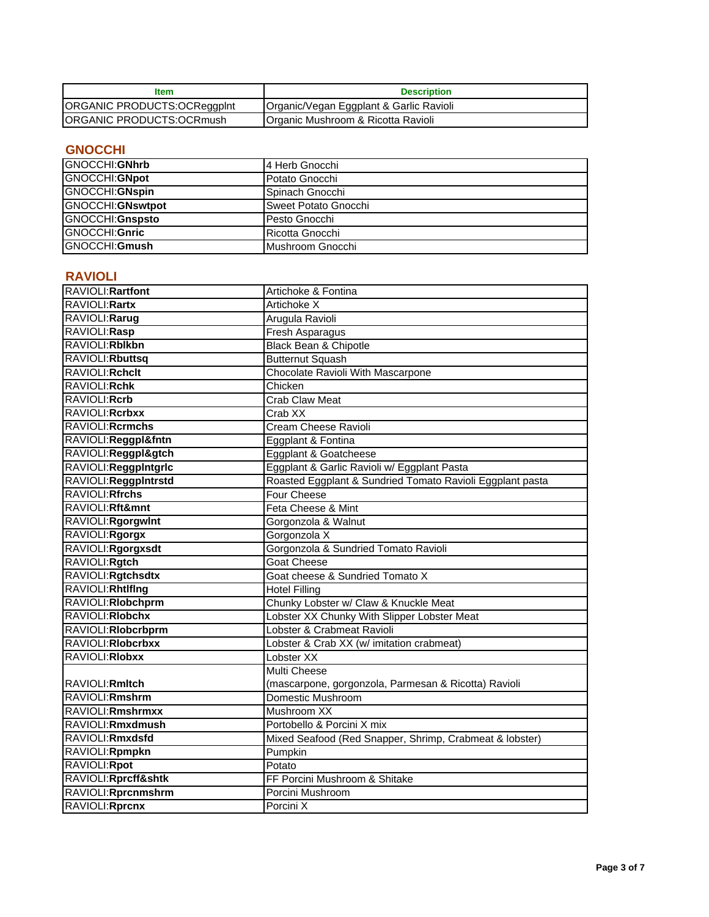| Item | Description |
| --- | --- |
| ORGANIC PRODUCTS:OCReggplnt | Organic/Vegan Eggplant & Garlic Ravioli |
| ORGANIC PRODUCTS:OCRmush | Organic Mushroom & Ricotta Ravioli |

## GNOCCHI

| | |
| --- | --- |
| GNOCCHI:**GNhrb** | 4 Herb Gnocchi |
| GNOCCHI:**GNpot** | Potato Gnocchi |
| GNOCCHI:**GNspin** | Spinach Gnocchi |
| GNOCCHI:**GNswtpot** | Sweet Potato Gnocchi |
| GNOCCHI:**Gnspsto** | Pesto Gnocchi |
| GNOCCHI:**Gnric** | Ricotta Gnocchi |
| GNOCCHI:**Gmush** | Mushroom Gnocchi |

## RAVIOLI

| | |
| --- | --- |
| RAVIOLI:**Rartfont** | Artichoke & Fontina |
| RAVIOLI:**Rartx** | Artichoke X |
| RAVIOLI:**Rarug** | Arugula Ravioli |
| RAVIOLI:**Rasp** | Fresh Asparagus |
| RAVIOLI:**Rblkbn** | Black Bean & Chipotle |
| RAVIOLI:**Rbuttsq** | Butternut Squash |
| RAVIOLI:**Rchclt** | Chocolate Ravioli With Mascarpone |
| RAVIOLI:**Rchk** | Chicken |
| RAVIOLI:**Rcrb** | Crab Claw Meat |
| RAVIOLI:**Rcrbxx** | Crab XX |
| RAVIOLI:**Rcrmchs** | Cream Cheese Ravioli |
| RAVIOLI:**Reggpl&fntn** | Eggplant & Fontina |
| RAVIOLI:**Reggpl&gtch** | Eggplant & Goatcheese |
| RAVIOLI:**Reggplntgrlc** | Eggplant & Garlic Ravioli w/ Eggplant Pasta |
| RAVIOLI:**Reggplntrstd** | Roasted Eggplant & Sundried Tomato Ravioli Eggplant pasta |
| RAVIOLI:**Rfrchs** | Four Cheese |
| RAVIOLI:**Rft&mnt** | Feta Cheese & Mint |
| RAVIOLI:**Rgorgwlnt** | Gorgonzola & Walnut |
| RAVIOLI:**Rgorgx** | Gorgonzola X |
| RAVIOLI:**Rgorgxsdt** | Gorgonzola & Sundried Tomato Ravioli |
| RAVIOLI:**Rgtch** | Goat Cheese |
| RAVIOLI:**Rgtchsdtx** | Goat cheese & Sundried Tomato X |
| RAVIOLI:**Rhtlflng** | Hotel Filling |
| RAVIOLI:**Rlobchprm** | Chunky Lobster w/ Claw & Knuckle Meat |
| RAVIOLI:**Rlobchx** | Lobster XX Chunky With Slipper Lobster Meat |
| RAVIOLI:**Rlobcrbprm** | Lobster & Crabmeat Ravioli |
| RAVIOLI:**Rlobcrbxx** | Lobster & Crab XX (w/ imitation crabmeat) |
| RAVIOLI:**Rlobxx** | Lobster XX |
| RAVIOLI:**Rmltch** | Multi Cheese (mascarpone, gorgonzola, Parmesan & Ricotta) Ravioli |
| RAVIOLI:**Rmshrm** | Domestic Mushroom |
| RAVIOLI:**Rmshrmxx** | Mushroom XX |
| RAVIOLI:**Rmxdmush** | Portobello & Porcini X mix |
| RAVIOLI:**Rmxdsfd** | Mixed Seafood (Red Snapper, Shrimp, Crabmeat & lobster) |
| RAVIOLI:**Rpmpkn** | Pumpkin |
| RAVIOLI:**Rpot** | Potato |
| RAVIOLI:**Rprcff&shtk** | FF Porcini Mushroom & Shitake |
| RAVIOLI:**Rprcnmshrm** | Porcini Mushroom |
| RAVIOLI:**Rprcnx** | Porcini X |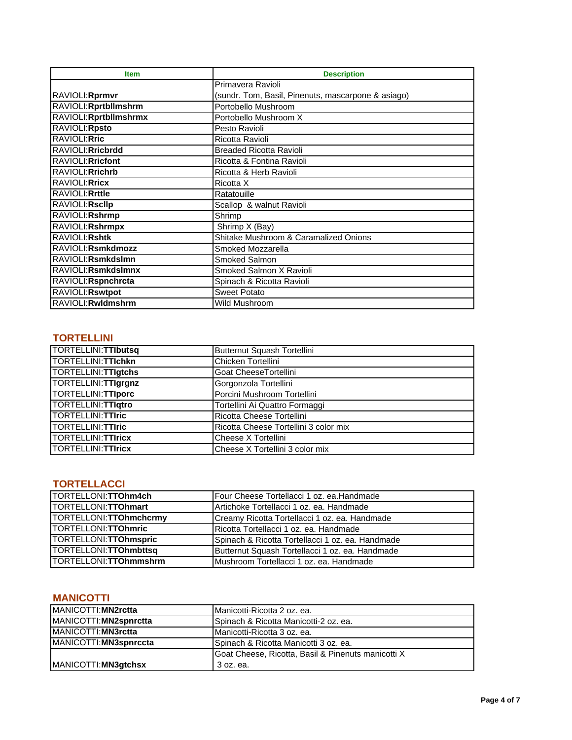| Item | Description |
|---|---|
| RAVIOLI:**Rprmvr** | Primavera Ravioli (sundr. Tom, Basil, Pinenuts, mascarpone & asiago) |
| RAVIOLI:**Rprtbllmshrm** | Portobello Mushroom |
| RAVIOLI:**Rprtbllmshrmx** | Portobello Mushroom X |
| RAVIOLI:**Rpsto** | Pesto Ravioli |
| RAVIOLI:**Rric** | Ricotta Ravioli |
| RAVIOLI:**Rricbrdd** | Breaded Ricotta Ravioli |
| RAVIOLI:**Rricfont** | Ricotta & Fontina Ravioli |
| RAVIOLI:**Rrichrb** | Ricotta & Herb Ravioli |
| RAVIOLI:**Rricx** | Ricotta X |
| RAVIOLI:**Rrttle** | Ratatouille |
| RAVIOLI:**Rscllp** | Scallop & walnut Ravioli |
| RAVIOLI:**Rshrmp** | Shrimp |
| RAVIOLI:**Rshrmpx** | Shrimp X (Bay) |
| RAVIOLI:**Rshtk** | Shitake Mushroom & Caramalized Onions |
| RAVIOLI:**Rsmkdmozz** | Smoked Mozzarella |
| RAVIOLI:**Rsmkdslmn** | Smoked Salmon |
| RAVIOLI:**Rsmkdslmnx** | Smoked Salmon X Ravioli |
| RAVIOLI:**Rspnchrcta** | Spinach & Ricotta Ravioli |
| RAVIOLI:**Rswtpot** | Sweet Potato |
| RAVIOLI:**Rwldmshrm** | Wild Mushroom |

## TORTELLINI

| Item | Description |
|---|---|
| TORTELLINI:**TTlbutsq** | Butternut Squash Tortellini |
| TORTELLINI:**TTlchkn** | Chicken Tortellini |
| TORTELLINI:**TTlgtchs** | Goat CheeseTortellini |
| TORTELLINI:**TTlgrgnz** | Gorgonzola Tortellini |
| TORTELLINI:**TTlporc** | Porcini Mushroom Tortellini |
| TORTELLINI:**TTlqtro** | Tortellini Ai Quattro Formaggi |
| TORTELLINI:**TTlric** | Ricotta Cheese Tortellini |
| TORTELLINI:**TTlric** | Ricotta Cheese Tortellini 3 color mix |
| TORTELLINI:**TTlricx** | Cheese X Tortellini |
| TORTELLINI:**TTlricx** | Cheese X Tortellini 3 color mix |

## TORTELLACCI

| Item | Description |
|---|---|
| TORTELLONI:**TTOhm4ch** | Four Cheese Tortellacci 1 oz. ea.Handmade |
| TORTELLONI:**TTOhmart** | Artichoke Tortellacci 1 oz. ea. Handmade |
| TORTELLONI:**TTOhmchcrmy** | Creamy Ricotta Tortellacci 1 oz. ea. Handmade |
| TORTELLONI:**TTOhmric** | Ricotta Tortellacci 1 oz. ea. Handmade |
| TORTELLONI:**TTOhmspric** | Spinach & Ricotta Tortellacci 1 oz. ea. Handmade |
| TORTELLONI:**TTOhmbttsq** | Butternut Squash Tortellacci 1 oz. ea. Handmade |
| TORTELLONI:**TTOhmmshrm** | Mushroom Tortellacci 1 oz. ea. Handmade |

## MANICOTTI

| Item | Description |
|---|---|
| MANICOTTI:**MN2rctta** | Manicotti-Ricotta 2 oz. ea. |
| MANICOTTI:**MN2spnrctta** | Spinach & Ricotta Manicotti-2 oz. ea. |
| MANICOTTI:**MN3rctta** | Manicotti-Ricotta 3 oz. ea. |
| MANICOTTI:**MN3spnrccta** | Spinach & Ricotta Manicotti 3 oz. ea. |
| MANICOTTI:**MN3gtchsx** | Goat Cheese, Ricotta, Basil & Pinenuts manicotti X 3 oz. ea. |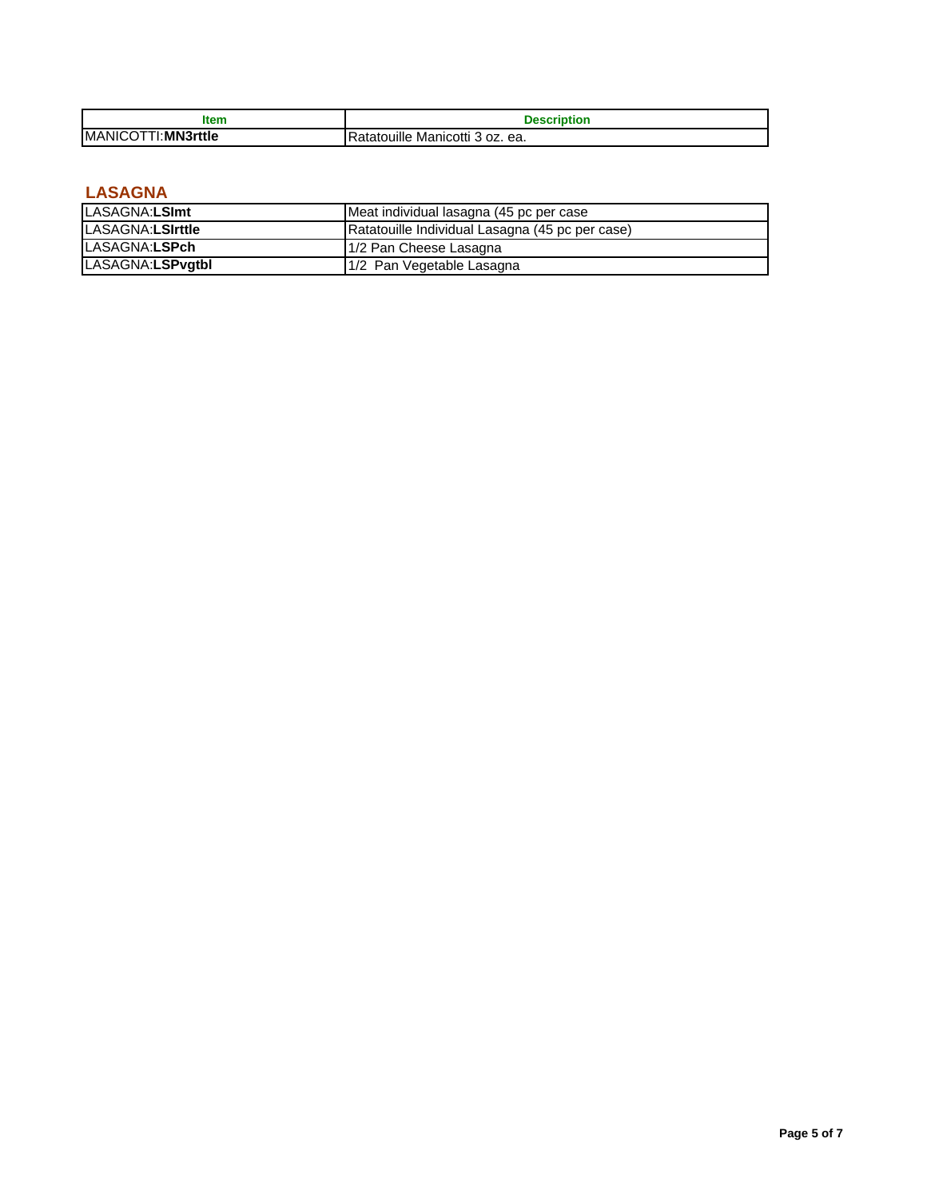| Item | Description |
| --- | --- |
| MANICOTTI:**MN3rttle** | Ratatouille Manicotti 3 oz. ea. |

## LASAGNA

| Item | Description |
| --- | --- |
| LASAGNA:**LSImt** | Meat individual lasagna (45 pc per case |
| LASAGNA:**LSIrttle** | Ratatouille Individual Lasagna (45 pc per case) |
| LASAGNA:**LSPch** | 1/2 Pan Cheese Lasagna |
| LASAGNA:**LSPvgtbl** | 1/2 Pan Vegetable Lasagna |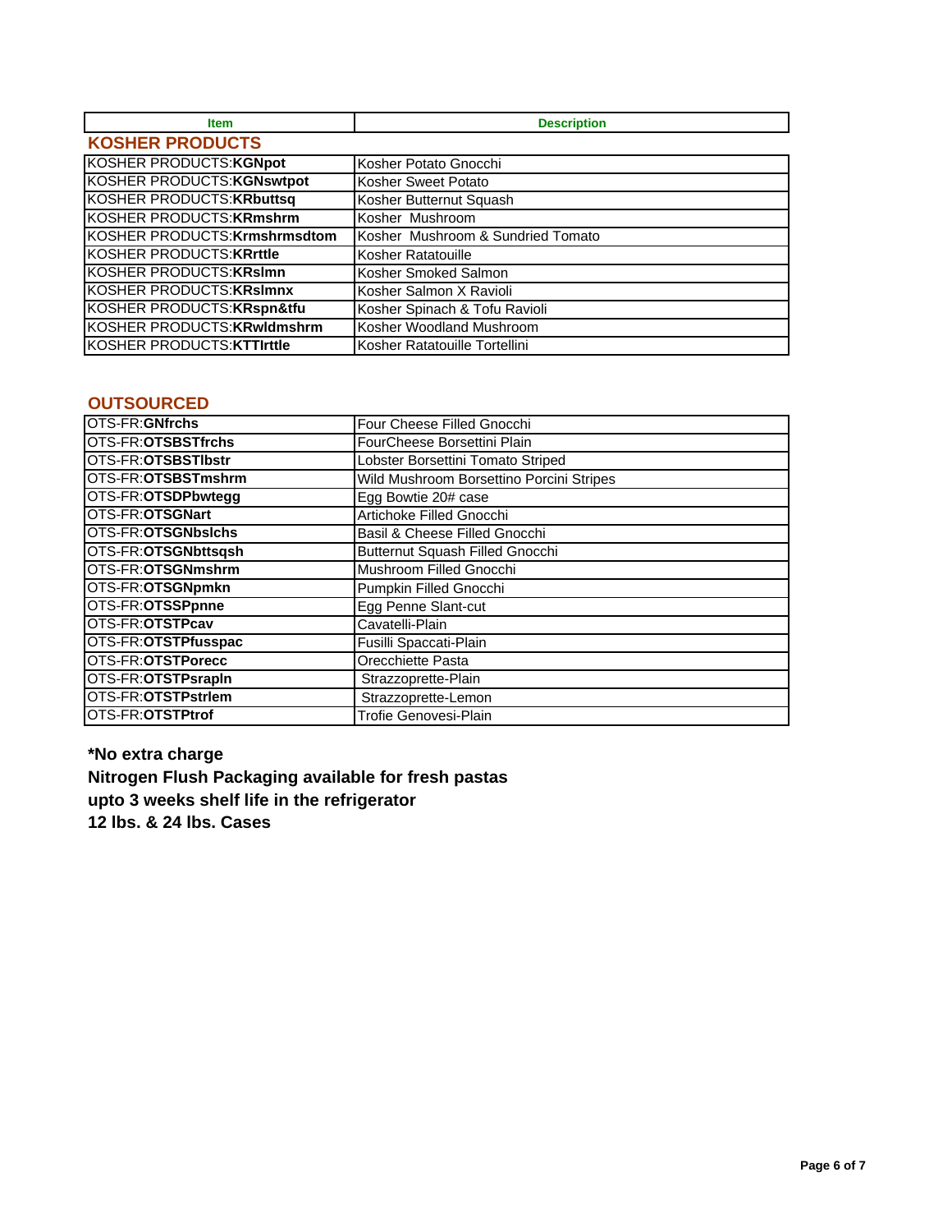| Item | Description |
|---|---|
| **KOSHER PRODUCTS** | |
| KOSHER PRODUCTS:**KGNpot** | Kosher Potato Gnocchi |
| KOSHER PRODUCTS:**KGNswtpot** | Kosher Sweet Potato |
| KOSHER PRODUCTS:**KRbuttsq** | Kosher Butternut Squash |
| KOSHER PRODUCTS:**KRmshrm** | Kosher Mushroom |
| KOSHER PRODUCTS:**Krmshrmsdtom** | Kosher Mushroom & Sundried Tomato |
| KOSHER PRODUCTS:**KRrttle** | Kosher Ratatouille |
| KOSHER PRODUCTS:**KRslmn** | Kosher Smoked Salmon |
| KOSHER PRODUCTS:**KRslmnx** | Kosher Salmon X Ravioli |
| KOSHER PRODUCTS:**KRspn&tfu** | Kosher Spinach & Tofu Ravioli |
| KOSHER PRODUCTS:**KRwldmshrm** | Kosher Woodland Mushroom |
| KOSHER PRODUCTS:**KTTlrttle** | Kosher Ratatouille Tortellini |

## OUTSOURCED

| Item | Description |
|---|---|
| OTS-FR:**GNfrchs** | Four Cheese Filled Gnocchi |
| OTS-FR:**OTSBSTfrchs** | FourCheese Borsettini Plain |
| OTS-FR:**OTSBSTlbstr** | Lobster Borsettini Tomato Striped |
| OTS-FR:**OTSBSTmshrm** | Wild Mushroom Borsettino Porcini Stripes |
| OTS-FR:**OTSDPbwtegg** | Egg Bowtie 20# case |
| OTS-FR:**OTSGNart** | Artichoke Filled Gnocchi |
| OTS-FR:**OTSGNbslchs** | Basil & Cheese Filled Gnocchi |
| OTS-FR:**OTSGNbttsqsh** | Butternut Squash Filled Gnocchi |
| OTS-FR:**OTSGNmshrm** | Mushroom Filled Gnocchi |
| OTS-FR:**OTSGNpmkn** | Pumpkin Filled Gnocchi |
| OTS-FR:**OTSSPpnne** | Egg Penne Slant-cut |
| OTS-FR:**OTSTPcav** | Cavatelli-Plain |
| OTS-FR:**OTSTPfusspac** | Fusilli Spaccati-Plain |
| OTS-FR:**OTSTPorecc** | Orecchiette Pasta |
| OTS-FR:**OTSTPsrapln** | Strazzoprette-Plain |
| OTS-FR:**OTSTPstrlem** | Strazzoprette-Lemon |
| OTS-FR:**OTSTPtrof** | Trofie Genovesi-Plain |

**\*No extra charge**
**Nitrogen Flush Packaging available for fresh pastas**
**upto 3 weeks shelf life in the refrigerator**
**12 lbs. & 24 lbs. Cases**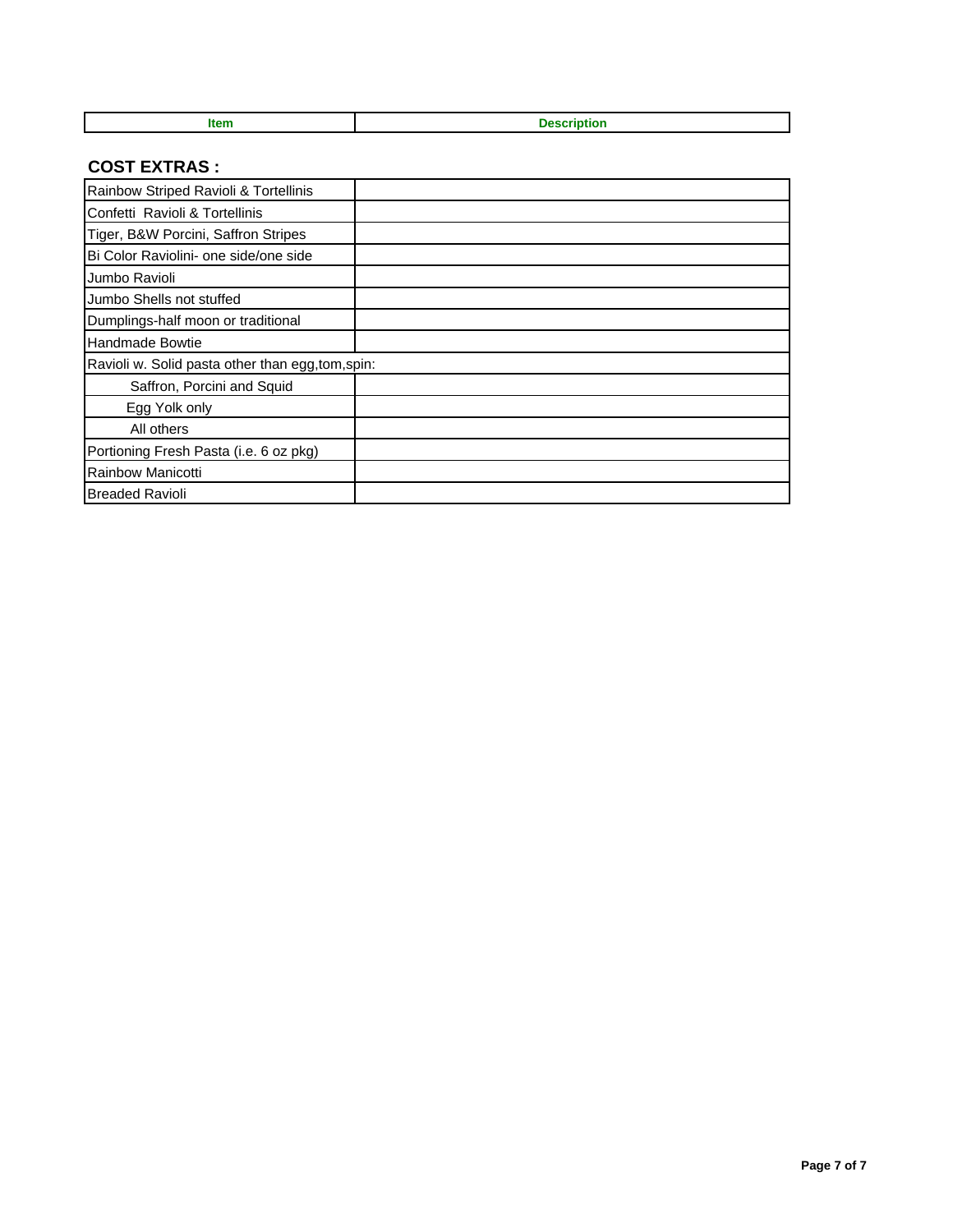| Item | Description |
|---|---|

## COST EXTRAS :

| | |
|---|---|
| Rainbow Striped Ravioli & Tortellinis | |
| Confetti Ravioli & Tortellinis | |
| Tiger, B&W Porcini, Saffron Stripes | |
| Bi Color Raviolini- one side/one side | |
| Jumbo Ravioli | |
| Jumbo Shells not stuffed | |
| Dumplings-half moon or traditional | |
| Handmade Bowtie | |
| Ravioli w. Solid pasta other than egg,tom,spin: | |
| Saffron, Porcini and Squid | |
| Egg Yolk only | |
| All others | |
| Portioning Fresh Pasta (i.e. 6 oz pkg) | |
| Rainbow Manicotti | |
| Breaded Ravioli | |